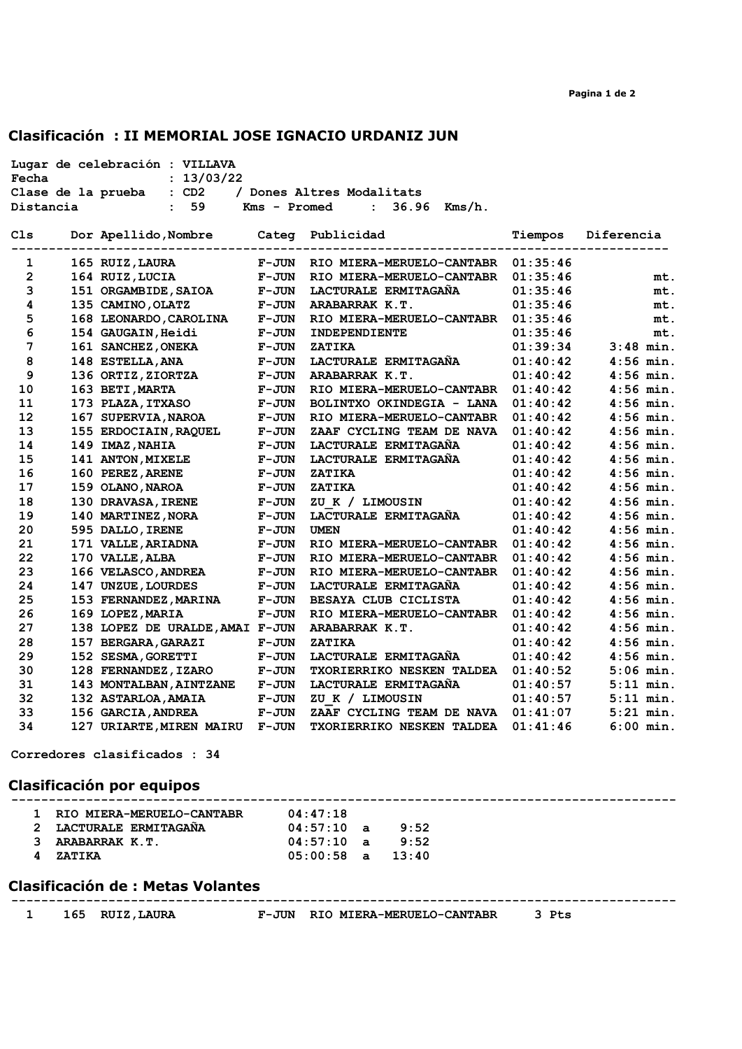## Clasificación : II MEMORIAL JOSE IGNACIO URDANIZ JUN

**Lugar de celebración : VILLAVA**
**Fecha : 13/03/22**
**Clase de la prueba : CD2 / Dones Altres Modalitats**
**Distancia : 59 Kms - Promed : 36.96 Kms/h.**

| Cls | Dor | Apellido,Nombre | Categ | Publicidad | Tiempos | Diferencia |
|---|---|---|---|---|---|---|
| 1 | 165 | RUIZ,LAURA | F-JUN | RIO MIERA-MERUELO-CANTABR | 01:35:46 | |
| 2 | 164 | RUIZ,LUCIA | F-JUN | RIO MIERA-MERUELO-CANTABR | 01:35:46 | mt. |
| 3 | 151 | ORGAMBIDE,SAIOA | F-JUN | LACTURALE ERMITAGAÑA | 01:35:46 | mt. |
| 4 | 135 | CAMINO,OLATZ | F-JUN | ARABARRAK K.T. | 01:35:46 | mt. |
| 5 | 168 | LEONARDO,CAROLINA | F-JUN | RIO MIERA-MERUELO-CANTABR | 01:35:46 | mt. |
| 6 | 154 | GAUGAIN,Heidi | F-JUN | INDEPENDIENTE | 01:35:46 | mt. |
| 7 | 161 | SANCHEZ,ONEKA | F-JUN | ZATIKA | 01:39:34 | 3:48 min. |
| 8 | 148 | ESTELLA,ANA | F-JUN | LACTURALE ERMITAGAÑA | 01:40:42 | 4:56 min. |
| 9 | 136 | ORTIZ,ZIORTZA | F-JUN | ARABARRAK K.T. | 01:40:42 | 4:56 min. |
| 10 | 163 | BETI,MARTA | F-JUN | RIO MIERA-MERUELO-CANTABR | 01:40:42 | 4:56 min. |
| 11 | 173 | PLAZA,ITXASO | F-JUN | BOLINTXO OKINDEGIA - LANA | 01:40:42 | 4:56 min. |
| 12 | 167 | SUPERVIA,NAROA | F-JUN | RIO MIERA-MERUELO-CANTABR | 01:40:42 | 4:56 min. |
| 13 | 155 | ERDOCIAIN,RAQUEL | F-JUN | ZAAF CYCLING TEAM DE NAVA | 01:40:42 | 4:56 min. |
| 14 | 149 | IMAZ,NAHIA | F-JUN | LACTURALE ERMITAGAÑA | 01:40:42 | 4:56 min. |
| 15 | 141 | ANTON,MIXELE | F-JUN | LACTURALE ERMITAGAÑA | 01:40:42 | 4:56 min. |
| 16 | 160 | PEREZ,ARENE | F-JUN | ZATIKA | 01:40:42 | 4:56 min. |
| 17 | 159 | OLANO,NAROA | F-JUN | ZATIKA | 01:40:42 | 4:56 min. |
| 18 | 130 | DRAVASA,IRENE | F-JUN | ZU_K / LIMOUSIN | 01:40:42 | 4:56 min. |
| 19 | 140 | MARTINEZ,NORA | F-JUN | LACTURALE ERMITAGAÑA | 01:40:42 | 4:56 min. |
| 20 | 595 | DALLO,IRENE | F-JUN | UMEN | 01:40:42 | 4:56 min. |
| 21 | 171 | VALLE,ARIADNA | F-JUN | RIO MIERA-MERUELO-CANTABR | 01:40:42 | 4:56 min. |
| 22 | 170 | VALLE,ALBA | F-JUN | RIO MIERA-MERUELO-CANTABR | 01:40:42 | 4:56 min. |
| 23 | 166 | VELASCO,ANDREA | F-JUN | RIO MIERA-MERUELO-CANTABR | 01:40:42 | 4:56 min. |
| 24 | 147 | UNZUE,LOURDES | F-JUN | LACTURALE ERMITAGAÑA | 01:40:42 | 4:56 min. |
| 25 | 153 | FERNANDEZ,MARINA | F-JUN | BESAYA CLUB CICLISTA | 01:40:42 | 4:56 min. |
| 26 | 169 | LOPEZ,MARIA | F-JUN | RIO MIERA-MERUELO-CANTABR | 01:40:42 | 4:56 min. |
| 27 | 138 | LOPEZ DE URALDE,AMAI | F-JUN | ARABARRAK K.T. | 01:40:42 | 4:56 min. |
| 28 | 157 | BERGARA,GARAZI | F-JUN | ZATIKA | 01:40:42 | 4:56 min. |
| 29 | 152 | SESMA,GORETTI | F-JUN | LACTURALE ERMITAGAÑA | 01:40:42 | 4:56 min. |
| 30 | 128 | FERNANDEZ,IZARO | F-JUN | TXORIERRIKO NESKEN TALDEA | 01:40:52 | 5:06 min. |
| 31 | 143 | MONTALBAN,AINTZANE | F-JUN | LACTURALE ERMITAGAÑA | 01:40:57 | 5:11 min. |
| 32 | 132 | ASTARLOA,AMAIA | F-JUN | ZU_K / LIMOUSIN | 01:40:57 | 5:11 min. |
| 33 | 156 | GARCIA,ANDREA | F-JUN | ZAAF CYCLING TEAM DE NAVA | 01:41:07 | 5:21 min. |
| 34 | 127 | URIARTE,MIREN MAIRU | F-JUN | TXORIERRIKO NESKEN TALDEA | 01:41:46 | 6:00 min. |

**Corredores clasificados : 34**

## Clasificación por equipos

| | Equipo | Tiempo | | Diferencia |
|---|---|---|---|---|
| 1 | RIO MIERA-MERUELO-CANTABR | 04:47:18 | | |
| 2 | LACTURALE ERMITAGAÑA | 04:57:10 | a | 9:52 |
| 3 | ARABARRAK K.T. | 04:57:10 | a | 9:52 |
| 4 | ZATIKA | 05:00:58 | a | 13:40 |

## Clasificación de : Metas Volantes

| | Dor | Nombre | Categ | Publicidad | Pts |
|---|---|---|---|---|---|
| 1 | 165 | RUIZ,LAURA | F-JUN | RIO MIERA-MERUELO-CANTABR | 3 Pts |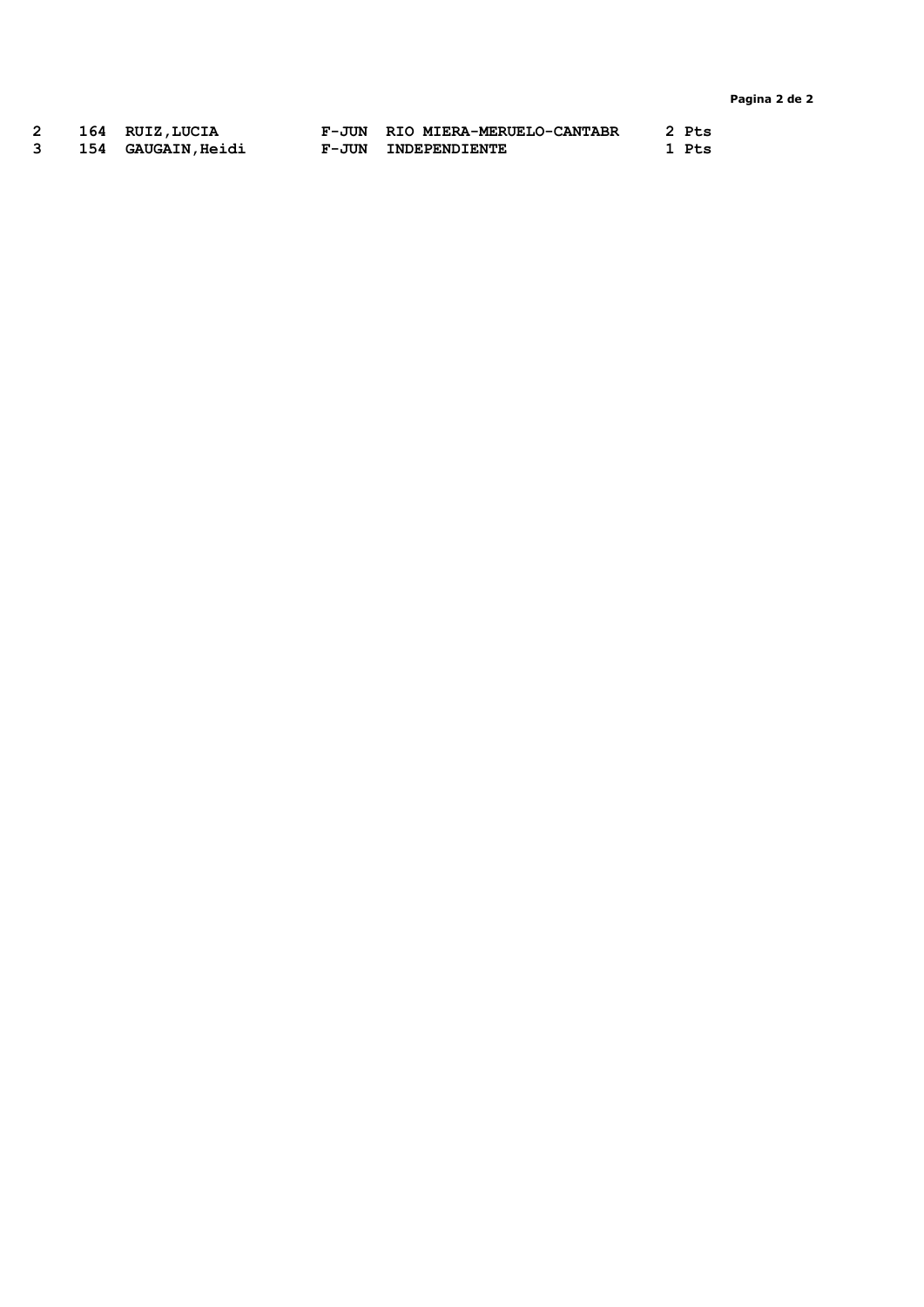| | | | | | |
|---|---|---|---|---|---|
| 2 | 164 | RUIZ,LUCIA | F-JUN | RIO MIERA-MERUELO-CANTABR | 2 Pts |
| 3 | 154 | GAUGAIN,Heidi | F-JUN | INDEPENDIENTE | 1 Pts |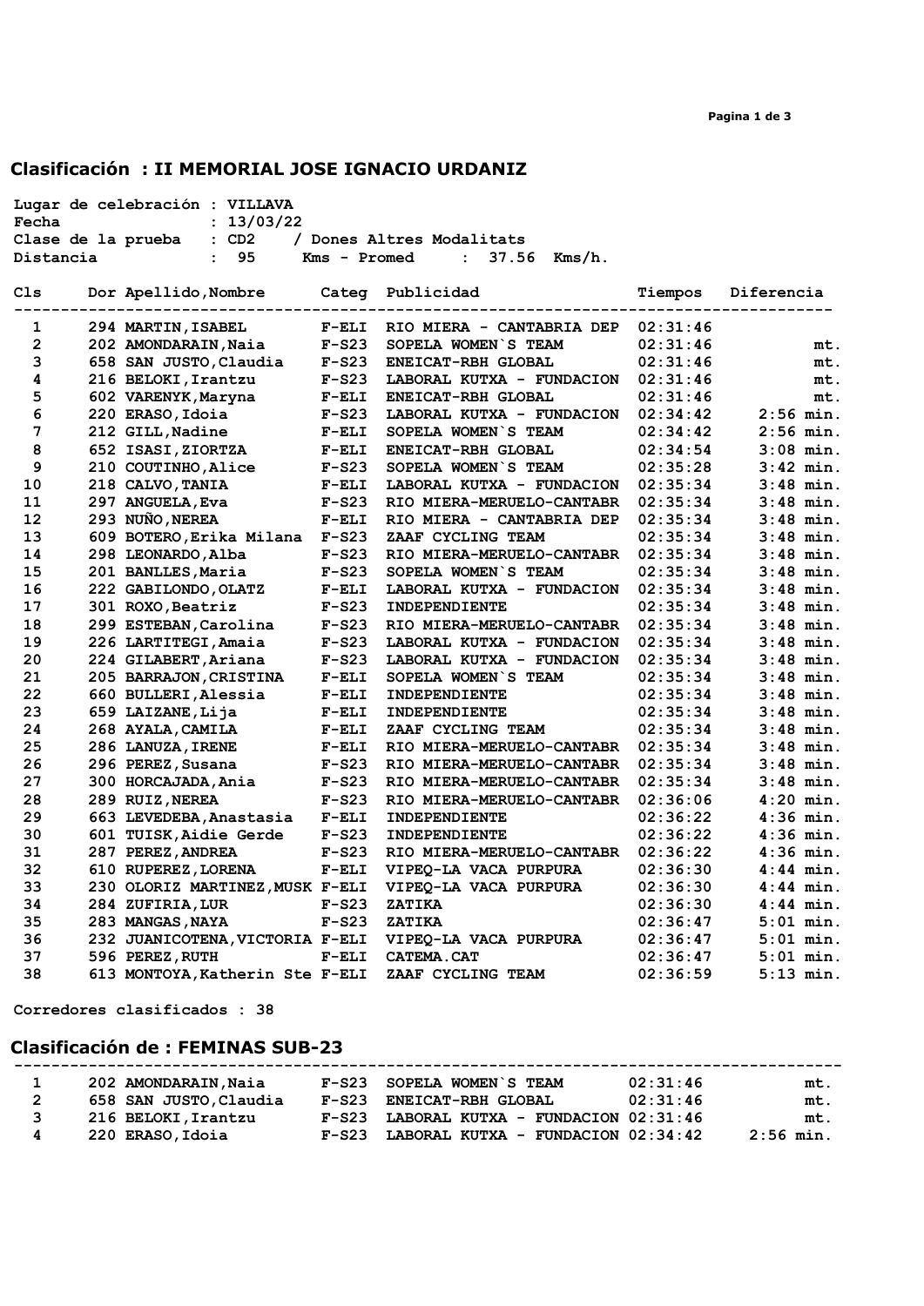## Clasificación : II MEMORIAL JOSE IGNACIO URDANIZ

**Lugar de celebración :** VILLAVA
**Fecha :** 13/03/22
**Clase de la prueba :** CD2 / Dones Altres Modalitats
**Distancia :** 95 Kms - Promed : 37.56 Kms/h.

| Cls | Dor | Apellido,Nombre | Categ | Publicidad | Tiempos | Diferencia |
|---|---|---|---|---|---|---|
| 1 | 294 | MARTIN,ISABEL | F-ELI | RIO MIERA - CANTABRIA DEP | 02:31:46 | |
| 2 | 202 | AMONDARAIN,Naia | F-S23 | SOPELA WOMEN`S TEAM | 02:31:46 | mt. |
| 3 | 658 | SAN JUSTO,Claudia | F-S23 | ENEICAT-RBH GLOBAL | 02:31:46 | mt. |
| 4 | 216 | BELOKI,Irantzu | F-S23 | LABORAL KUTXA - FUNDACION | 02:31:46 | mt. |
| 5 | 602 | VARENYK,Maryna | F-ELI | ENEICAT-RBH GLOBAL | 02:31:46 | mt. |
| 6 | 220 | ERASO,Idoia | F-S23 | LABORAL KUTXA - FUNDACION | 02:34:42 | 2:56 min. |
| 7 | 212 | GILL,Nadine | F-ELI | SOPELA WOMEN`S TEAM | 02:34:42 | 2:56 min. |
| 8 | 652 | ISASI,ZIORTZA | F-ELI | ENEICAT-RBH GLOBAL | 02:34:54 | 3:08 min. |
| 9 | 210 | COUTINHO,Alice | F-S23 | SOPELA WOMEN`S TEAM | 02:35:28 | 3:42 min. |
| 10 | 218 | CALVO,TANIA | F-ELI | LABORAL KUTXA - FUNDACION | 02:35:34 | 3:48 min. |
| 11 | 297 | ANGUELA,Eva | F-S23 | RIO MIERA-MERUELO-CANTABR | 02:35:34 | 3:48 min. |
| 12 | 293 | NUÑO,NEREA | F-ELI | RIO MIERA - CANTABRIA DEP | 02:35:34 | 3:48 min. |
| 13 | 609 | BOTERO,Erika Milana | F-S23 | ZAAF CYCLING TEAM | 02:35:34 | 3:48 min. |
| 14 | 298 | LEONARDO,Alba | F-S23 | RIO MIERA-MERUELO-CANTABR | 02:35:34 | 3:48 min. |
| 15 | 201 | BANLLES,Maria | F-S23 | SOPELA WOMEN`S TEAM | 02:35:34 | 3:48 min. |
| 16 | 222 | GABILONDO,OLATZ | F-ELI | LABORAL KUTXA - FUNDACION | 02:35:34 | 3:48 min. |
| 17 | 301 | ROXO,Beatriz | F-S23 | INDEPENDIENTE | 02:35:34 | 3:48 min. |
| 18 | 299 | ESTEBAN,Carolina | F-S23 | RIO MIERA-MERUELO-CANTABR | 02:35:34 | 3:48 min. |
| 19 | 226 | LARTITEGI,Amaia | F-S23 | LABORAL KUTXA - FUNDACION | 02:35:34 | 3:48 min. |
| 20 | 224 | GILABERT,Ariana | F-S23 | LABORAL KUTXA - FUNDACION | 02:35:34 | 3:48 min. |
| 21 | 205 | BARRAJON,CRISTINA | F-ELI | SOPELA WOMEN`S TEAM | 02:35:34 | 3:48 min. |
| 22 | 660 | BULLERI,Alessia | F-ELI | INDEPENDIENTE | 02:35:34 | 3:48 min. |
| 23 | 659 | LAIZANE,Lija | F-ELI | INDEPENDIENTE | 02:35:34 | 3:48 min. |
| 24 | 268 | AYALA,CAMILA | F-ELI | ZAAF CYCLING TEAM | 02:35:34 | 3:48 min. |
| 25 | 286 | LANUZA,IRENE | F-ELI | RIO MIERA-MERUELO-CANTABR | 02:35:34 | 3:48 min. |
| 26 | 296 | PEREZ,Susana | F-S23 | RIO MIERA-MERUELO-CANTABR | 02:35:34 | 3:48 min. |
| 27 | 300 | HORCAJADA,Ania | F-S23 | RIO MIERA-MERUELO-CANTABR | 02:35:34 | 3:48 min. |
| 28 | 289 | RUIZ,NEREA | F-S23 | RIO MIERA-MERUELO-CANTABR | 02:36:06 | 4:20 min. |
| 29 | 663 | LEVEDEBA,Anastasia | F-ELI | INDEPENDIENTE | 02:36:22 | 4:36 min. |
| 30 | 601 | TUISK,Aidie Gerde | F-S23 | INDEPENDIENTE | 02:36:22 | 4:36 min. |
| 31 | 287 | PEREZ,ANDREA | F-S23 | RIO MIERA-MERUELO-CANTABR | 02:36:22 | 4:36 min. |
| 32 | 610 | RUPEREZ,LORENA | F-ELI | VIPEQ-LA VACA PURPURA | 02:36:30 | 4:44 min. |
| 33 | 230 | OLORIZ MARTINEZ,MUSK | F-ELI | VIPEQ-LA VACA PURPURA | 02:36:30 | 4:44 min. |
| 34 | 284 | ZUFIRIA,LUR | F-S23 | ZATIKA | 02:36:30 | 4:44 min. |
| 35 | 283 | MANGAS,NAYA | F-S23 | ZATIKA | 02:36:47 | 5:01 min. |
| 36 | 232 | JUANICOTENA,VICTORIA | F-ELI | VIPEQ-LA VACA PURPURA | 02:36:47 | 5:01 min. |
| 37 | 596 | PEREZ,RUTH | F-ELI | CATEMA.CAT | 02:36:47 | 5:01 min. |
| 38 | 613 | MONTOYA,Katherin Ste | F-ELI | ZAAF CYCLING TEAM | 02:36:59 | 5:13 min. |

Corredores clasificados : 38

## Clasificación de : FEMINAS SUB-23

| Cls | Dor | Apellido,Nombre | Categ | Publicidad | Tiempos | Diferencia |
|---|---|---|---|---|---|---|
| 1 | 202 | AMONDARAIN,Naia | F-S23 | SOPELA WOMEN`S TEAM | 02:31:46 | mt. |
| 2 | 658 | SAN JUSTO,Claudia | F-S23 | ENEICAT-RBH GLOBAL | 02:31:46 | mt. |
| 3 | 216 | BELOKI,Irantzu | F-S23 | LABORAL KUTXA - FUNDACION | 02:31:46 | mt. |
| 4 | 220 | ERASO,Idoia | F-S23 | LABORAL KUTXA - FUNDACION | 02:34:42 | 2:56 min. |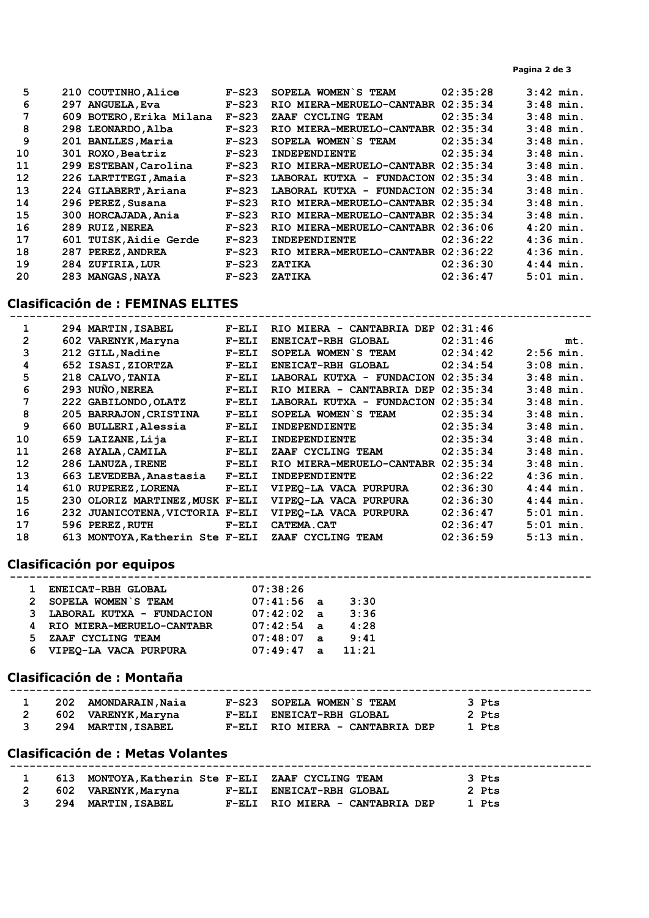| | | | | | | |
|---|---|---|---|---|---|---|
| 5 | 210 | COUTINHO,Alice | F-S23 | SOPELA WOMEN`S TEAM | 02:35:28 | 3:42 min. |
| 6 | 297 | ANGUELA,Eva | F-S23 | RIO MIERA-MERUELO-CANTABR | 02:35:34 | 3:48 min. |
| 7 | 609 | BOTERO,Erika Milana | F-S23 | ZAAF CYCLING TEAM | 02:35:34 | 3:48 min. |
| 8 | 298 | LEONARDO,Alba | F-S23 | RIO MIERA-MERUELO-CANTABR | 02:35:34 | 3:48 min. |
| 9 | 201 | BANLLES,Maria | F-S23 | SOPELA WOMEN`S TEAM | 02:35:34 | 3:48 min. |
| 10 | 301 | ROXO,Beatriz | F-S23 | INDEPENDIENTE | 02:35:34 | 3:48 min. |
| 11 | 299 | ESTEBAN,Carolina | F-S23 | RIO MIERA-MERUELO-CANTABR | 02:35:34 | 3:48 min. |
| 12 | 226 | LARTITEGI,Amaia | F-S23 | LABORAL KUTXA - FUNDACION | 02:35:34 | 3:48 min. |
| 13 | 224 | GILABERT,Ariana | F-S23 | LABORAL KUTXA - FUNDACION | 02:35:34 | 3:48 min. |
| 14 | 296 | PEREZ,Susana | F-S23 | RIO MIERA-MERUELO-CANTABR | 02:35:34 | 3:48 min. |
| 15 | 300 | HORCAJADA,Ania | F-S23 | RIO MIERA-MERUELO-CANTABR | 02:35:34 | 3:48 min. |
| 16 | 289 | RUIZ,NEREA | F-S23 | RIO MIERA-MERUELO-CANTABR | 02:36:06 | 4:20 min. |
| 17 | 601 | TUISK,Aidie Gerde | F-S23 | INDEPENDIENTE | 02:36:22 | 4:36 min. |
| 18 | 287 | PEREZ,ANDREA | F-S23 | RIO MIERA-MERUELO-CANTABR | 02:36:22 | 4:36 min. |
| 19 | 284 | ZUFIRIA,LUR | F-S23 | ZATIKA | 02:36:30 | 4:44 min. |
| 20 | 283 | MANGAS,NAYA | F-S23 | ZATIKA | 02:36:47 | 5:01 min. |

## Clasificación de : FEMINAS ELITES

| | | | | | | |
|---|---|---|---|---|---|---|
| 1 | 294 | MARTIN,ISABEL | F-ELI | RIO MIERA - CANTABRIA DEP | 02:31:46 | |
| 2 | 602 | VARENYK,Maryna | F-ELI | ENEICAT-RBH GLOBAL | 02:31:46 | mt. |
| 3 | 212 | GILL,Nadine | F-ELI | SOPELA WOMEN`S TEAM | 02:34:42 | 2:56 min. |
| 4 | 652 | ISASI,ZIORTZA | F-ELI | ENEICAT-RBH GLOBAL | 02:34:54 | 3:08 min. |
| 5 | 218 | CALVO,TANIA | F-ELI | LABORAL KUTXA - FUNDACION | 02:35:34 | 3:48 min. |
| 6 | 293 | NUÑO,NEREA | F-ELI | RIO MIERA - CANTABRIA DEP | 02:35:34 | 3:48 min. |
| 7 | 222 | GABILONDO,OLATZ | F-ELI | LABORAL KUTXA - FUNDACION | 02:35:34 | 3:48 min. |
| 8 | 205 | BARRAJON,CRISTINA | F-ELI | SOPELA WOMEN`S TEAM | 02:35:34 | 3:48 min. |
| 9 | 660 | BULLERI,Alessia | F-ELI | INDEPENDIENTE | 02:35:34 | 3:48 min. |
| 10 | 659 | LAIZANE,Lija | F-ELI | INDEPENDIENTE | 02:35:34 | 3:48 min. |
| 11 | 268 | AYALA,CAMILA | F-ELI | ZAAF CYCLING TEAM | 02:35:34 | 3:48 min. |
| 12 | 286 | LANUZA,IRENE | F-ELI | RIO MIERA-MERUELO-CANTABR | 02:35:34 | 3:48 min. |
| 13 | 663 | LEVEDEBA,Anastasia | F-ELI | INDEPENDIENTE | 02:36:22 | 4:36 min. |
| 14 | 610 | RUPEREZ,LORENA | F-ELI | VIPEQ-LA VACA PURPURA | 02:36:30 | 4:44 min. |
| 15 | 230 | OLORIZ MARTINEZ,MUSK | F-ELI | VIPEQ-LA VACA PURPURA | 02:36:30 | 4:44 min. |
| 16 | 232 | JUANICOTENA,VICTORIA | F-ELI | VIPEQ-LA VACA PURPURA | 02:36:47 | 5:01 min. |
| 17 | 596 | PEREZ,RUTH | F-ELI | CATEMA.CAT | 02:36:47 | 5:01 min. |
| 18 | 613 | MONTOYA,Katherin Ste | F-ELI | ZAAF CYCLING TEAM | 02:36:59 | 5:13 min. |

## Clasificación por equipos

| | | | | |
|---|---|---|---|---|
| 1 | ENEICAT-RBH GLOBAL | 07:38:26 | | |
| 2 | SOPELA WOMEN`S TEAM | 07:41:56 | a | 3:30 |
| 3 | LABORAL KUTXA - FUNDACION | 07:42:02 | a | 3:36 |
| 4 | RIO MIERA-MERUELO-CANTABR | 07:42:54 | a | 4:28 |
| 5 | ZAAF CYCLING TEAM | 07:48:07 | a | 9:41 |
| 6 | VIPEQ-LA VACA PURPURA | 07:49:47 | a | 11:21 |

## Clasificación de : Montaña

| | | | | | |
|---|---|---|---|---|---|
| 1 | 202 | AMONDARAIN,Naia | F-S23 | SOPELA WOMEN`S TEAM | 3 Pts |
| 2 | 602 | VARENYK,Maryna | F-ELI | ENEICAT-RBH GLOBAL | 2 Pts |
| 3 | 294 | MARTIN,ISABEL | F-ELI | RIO MIERA - CANTABRIA DEP | 1 Pts |

## Clasificación de : Metas Volantes

| | | | | | |
|---|---|---|---|---|---|
| 1 | 613 | MONTOYA,Katherin Ste | F-ELI | ZAAF CYCLING TEAM | 3 Pts |
| 2 | 602 | VARENYK,Maryna | F-ELI | ENEICAT-RBH GLOBAL | 2 Pts |
| 3 | 294 | MARTIN,ISABEL | F-ELI | RIO MIERA - CANTABRIA DEP | 1 Pts |